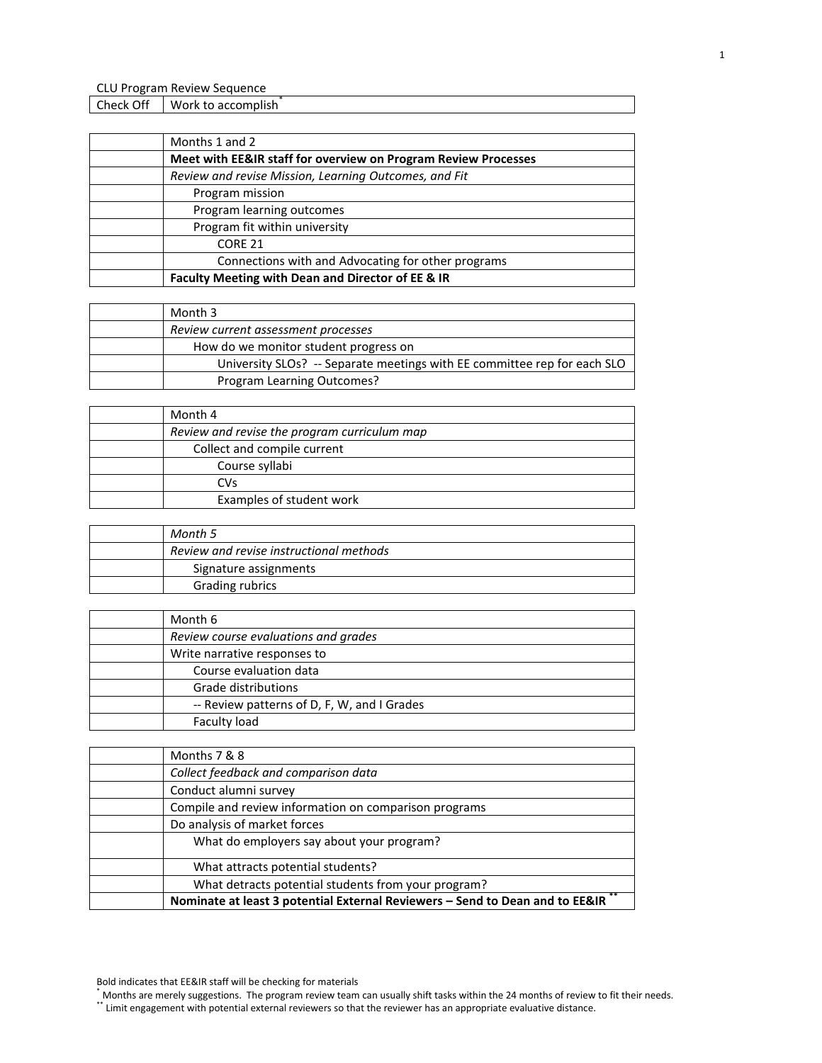CLU Program Review Sequence

| Check Off | Work to accomplish* |
|---|---|

| | Months 1 and 2 |
|---|---|
| | **Meet with EE&IR staff for overview on Program Review Processes** |
| | *Review and revise Mission, Learning Outcomes, and Fit* |
| | Program mission |
| | Program learning outcomes |
| | Program fit within university |
| | CORE 21 |
| | Connections with and Advocating for other programs |
| | **Faculty Meeting with Dean and Director of EE & IR** |

| | Month 3 |
|---|---|
| | *Review current assessment processes* |
| | How do we monitor student progress on |
| | University SLOs? -- Separate meetings with EE committee rep for each SLO |
| | Program Learning Outcomes? |

| | Month 4 |
|---|---|
| | *Review and revise the program curriculum map* |
| | Collect and compile current |
| | Course syllabi |
| | CVs |
| | Examples of student work |

| | *Month 5* |
|---|---|
| | *Review and revise instructional methods* |
| | Signature assignments |
| | Grading rubrics |

| | Month 6 |
|---|---|
| | *Review course evaluations and grades* |
| | Write narrative responses to |
| | Course evaluation data |
| | Grade distributions |
| | -- Review patterns of D, F, W, and I Grades |
| | Faculty load |

| | Months 7 & 8 |
|---|---|
| | *Collect feedback and comparison data* |
| | Conduct alumni survey |
| | Compile and review information on comparison programs |
| | Do analysis of market forces |
| | What do employers say about your program? |
| | What attracts potential students? |
| | What detracts potential students from your program? |
| | **Nominate at least 3 potential External Reviewers – Send to Dean and to EE&IR** ** |

Bold indicates that EE&IR staff will be checking for materials

\* Months are merely suggestions. The program review team can usually shift tasks within the 24 months of review to fit their needs.

\*\* Limit engagement with potential external reviewers so that the reviewer has an appropriate evaluative distance.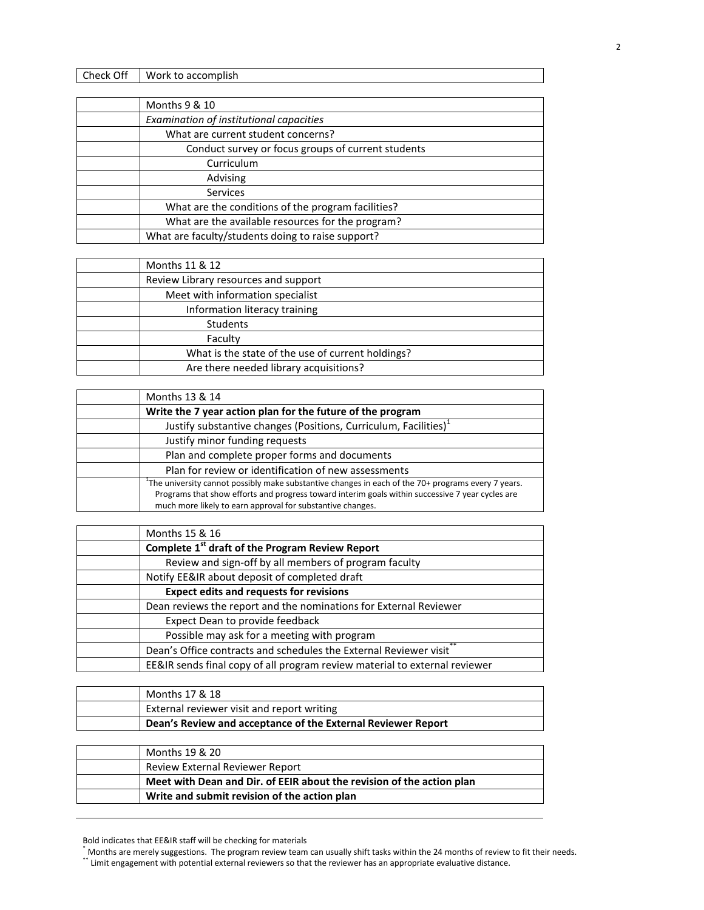| Check Off | Work to accomplish |
|---|---|

| | Months 9 & 10 |
|---|---|
| | *Examination of institutional capacities* |
| | What are current student concerns? |
| | Conduct survey or focus groups of current students |
| | Curriculum |
| | Advising |
| | Services |
| | What are the conditions of the program facilities? |
| | What are the available resources for the program? |
| | What are faculty/students doing to raise support? |

| | Months 11 & 12 |
|---|---|
| | Review Library resources and support |
| | Meet with information specialist |
| | Information literacy training |
| | Students |
| | Faculty |
| | What is the state of the use of current holdings? |
| | Are there needed library acquisitions? |

| | Months 13 & 14 |
|---|---|
| | **Write the 7 year action plan for the future of the program** |
| | Justify substantive changes (Positions, Curriculum, Facilities)[1] |
| | Justify minor funding requests |
| | Plan and complete proper forms and documents |
| | Plan for review or identification of new assessments |
| | [1]The university cannot possibly make substantive changes in each of the 70+ programs every 7 years. Programs that show efforts and progress toward interim goals within successive 7 year cycles are much more likely to earn approval for substantive changes. |

| | Months 15 & 16 |
|---|---|
| | **Complete 1st draft of the Program Review Report** |
| | Review and sign-off by all members of program faculty |
| | Notify EE&IR about deposit of completed draft |
| | **Expect edits and requests for revisions** |
| | Dean reviews the report and the nominations for External Reviewer |
| | Expect Dean to provide feedback |
| | Possible may ask for a meeting with program |
| | Dean's Office contracts and schedules the External Reviewer visit** |
| | EE&IR sends final copy of all program review material to external reviewer |

| | Months 17 & 18 |
|---|---|
| | External reviewer visit and report writing |
| | **Dean's Review and acceptance of the External Reviewer Report** |

| | Months 19 & 20 |
|---|---|
| | Review External Reviewer Report |
| | **Meet with Dean and Dir. of EEIR about the revision of the action plan** |
| | **Write and submit revision of the action plan** |

---

Bold indicates that EE&IR staff will be checking for materials

\* Months are merely suggestions. The program review team can usually shift tasks within the 24 months of review to fit their needs.

\*\* Limit engagement with potential external reviewers so that the reviewer has an appropriate evaluative distance.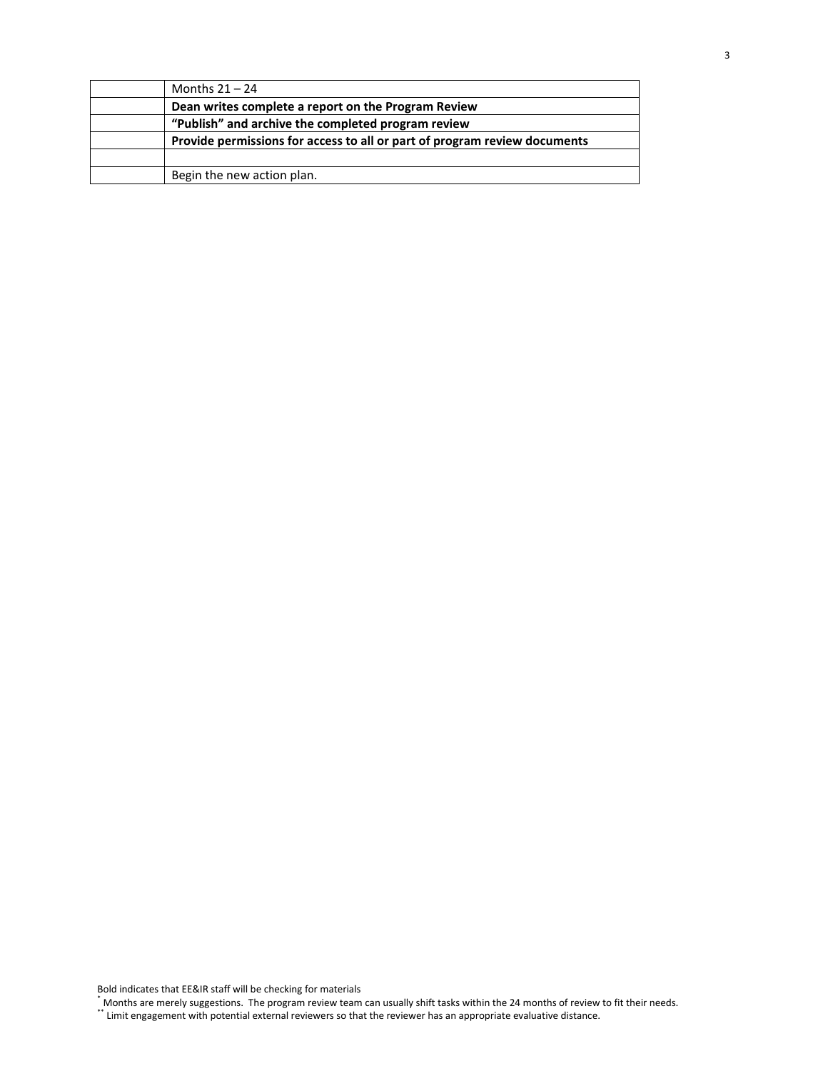| | Months 21 – 24 |
|---|---|
| | **Dean writes complete a report on the Program Review** |
| | **"Publish" and archive the completed program review** |
| | **Provide permissions for access to all or part of program review documents** |
| | |
| | Begin the new action plan. |

Bold indicates that EE&IR staff will be checking for materials

\* Months are merely suggestions. The program review team can usually shift tasks within the 24 months of review to fit their needs.

\*\* Limit engagement with potential external reviewers so that the reviewer has an appropriate evaluative distance.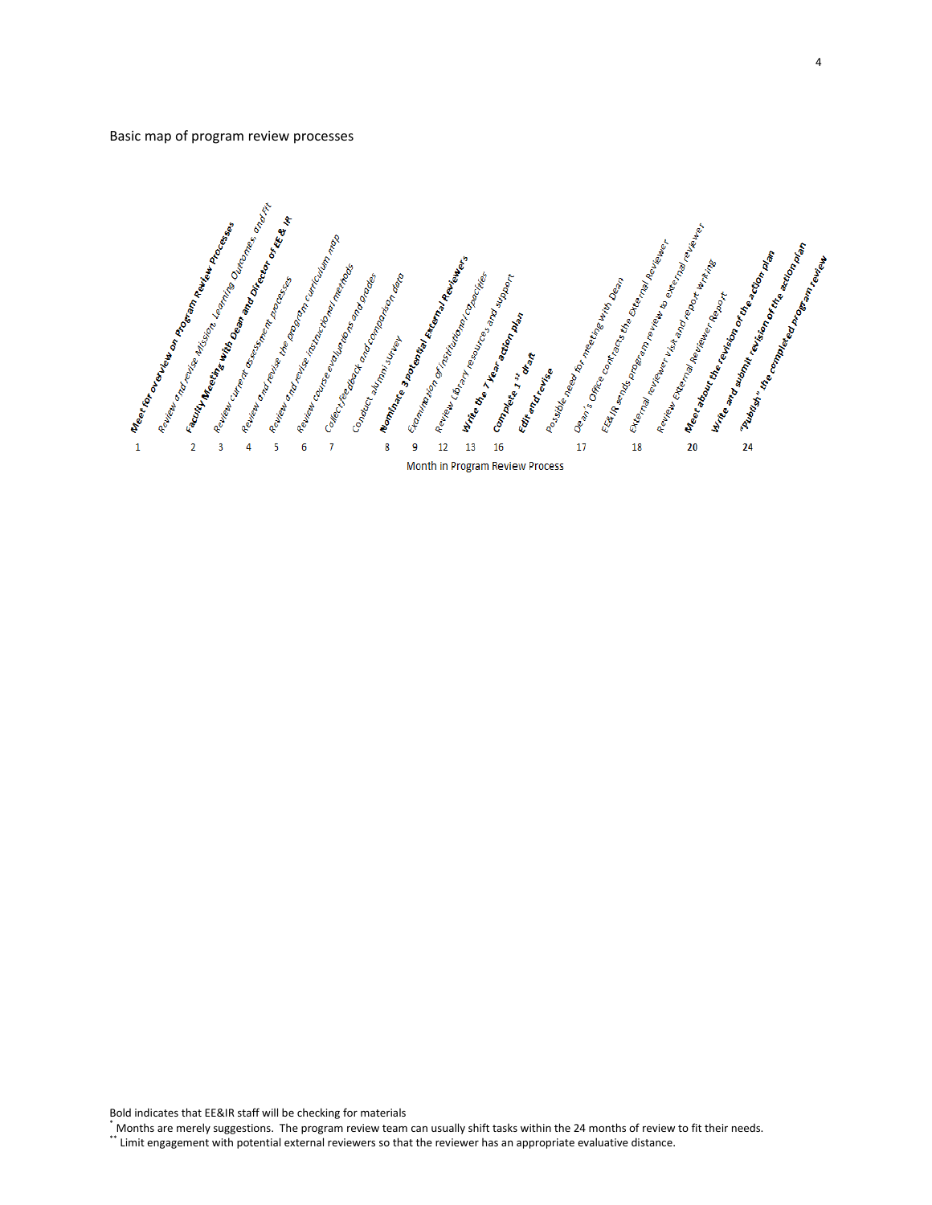Basic map of program review processes

**Meet for overview on Program Review Processes**
*Review and revise Mission, Learning Outcomes, and Fit*
***Faculty Meeting with Dean and Director of EE & IR***
*Review current assessment processes*
*Review and revise the program curriculum map*
*Review and revise instructional methods*
*Review course evaluations and grades*
*Collect feedback and comparison data*
*Conduct alumni survey*
***Nominate 3 potential External Reviewers***
*Examination of institutional capacities*
*Review Library resources and support*
***Write the 7 year action plan***
***Complete 1st draft***
***Edit and revise***
*Possible need for meeting with Dean*
*Dean's Office contracts the External Reviewer*
*EE&IR sends program review to external reviewer*
*External reviewer visit and report writing*
*Review External Reviewer Report*
***Meet about the revision of the action plan***
***Write and submit revision of the action plan***
***"Publish" the completed program review***

1 2 3 4 5 6 7 8 9 12 13 16 17 18 20 24

Month in Program Review Process

Bold indicates that EE&IR staff will be checking for materials

* Months are merely suggestions. The program review team can usually shift tasks within the 24 months of review to fit their needs.

** Limit engagement with potential external reviewers so that the reviewer has an appropriate evaluative distance.